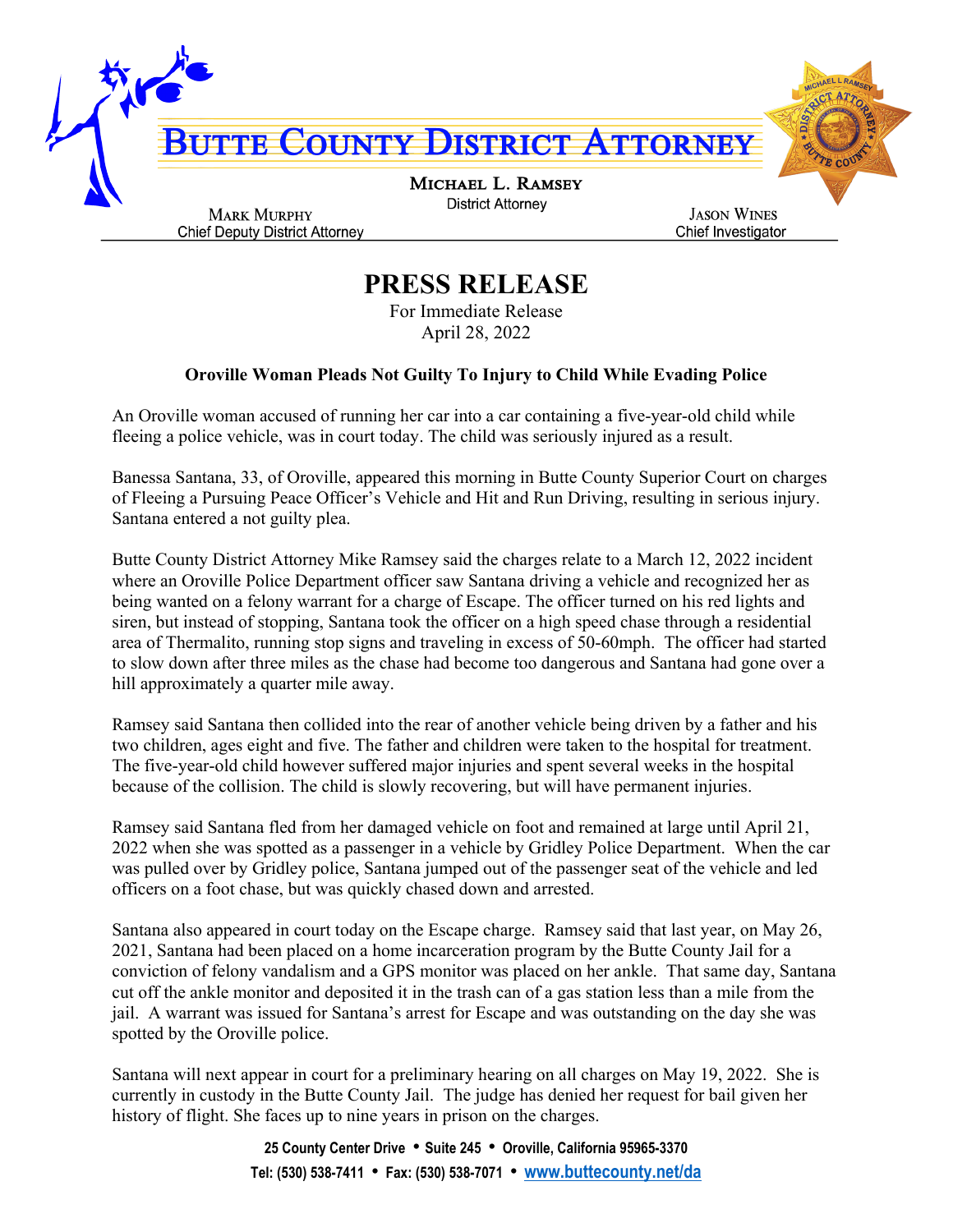# BUTTE COUNTY DISTRICT ATTORNEY

**MICHAEL L. RAMSEY**
District Attorney

MARK MURPHY
Chief Deputy District Attorney

JASON WINES
Chief Investigator

## PRESS RELEASE

For Immediate Release
April 28, 2022

**Oroville Woman Pleads Not Guilty To Injury to Child While Evading Police**

An Oroville woman accused of running her car into a car containing a five-year-old child while fleeing a police vehicle, was in court today. The child was seriously injured as a result.

Banessa Santana, 33, of Oroville, appeared this morning in Butte County Superior Court on charges of Fleeing a Pursuing Peace Officer's Vehicle and Hit and Run Driving, resulting in serious injury. Santana entered a not guilty plea.

Butte County District Attorney Mike Ramsey said the charges relate to a March 12, 2022 incident where an Oroville Police Department officer saw Santana driving a vehicle and recognized her as being wanted on a felony warrant for a charge of Escape. The officer turned on his red lights and siren, but instead of stopping, Santana took the officer on a high speed chase through a residential area of Thermalito, running stop signs and traveling in excess of 50-60mph. The officer had started to slow down after three miles as the chase had become too dangerous and Santana had gone over a hill approximately a quarter mile away.

Ramsey said Santana then collided into the rear of another vehicle being driven by a father and his two children, ages eight and five. The father and children were taken to the hospital for treatment. The five-year-old child however suffered major injuries and spent several weeks in the hospital because of the collision. The child is slowly recovering, but will have permanent injuries.

Ramsey said Santana fled from her damaged vehicle on foot and remained at large until April 21, 2022 when she was spotted as a passenger in a vehicle by Gridley Police Department. When the car was pulled over by Gridley police, Santana jumped out of the passenger seat of the vehicle and led officers on a foot chase, but was quickly chased down and arrested.

Santana also appeared in court today on the Escape charge. Ramsey said that last year, on May 26, 2021, Santana had been placed on a home incarceration program by the Butte County Jail for a conviction of felony vandalism and a GPS monitor was placed on her ankle. That same day, Santana cut off the ankle monitor and deposited it in the trash can of a gas station less than a mile from the jail. A warrant was issued for Santana's arrest for Escape and was outstanding on the day she was spotted by the Oroville police.

Santana will next appear in court for a preliminary hearing on all charges on May 19, 2022. She is currently in custody in the Butte County Jail. The judge has denied her request for bail given her history of flight. She faces up to nine years in prison on the charges.

**25 County Center Drive • Suite 245 • Oroville, California 95965-3370**
**Tel: (530) 538-7411 • Fax: (530) 538-7071 • www.buttecounty.net/da**